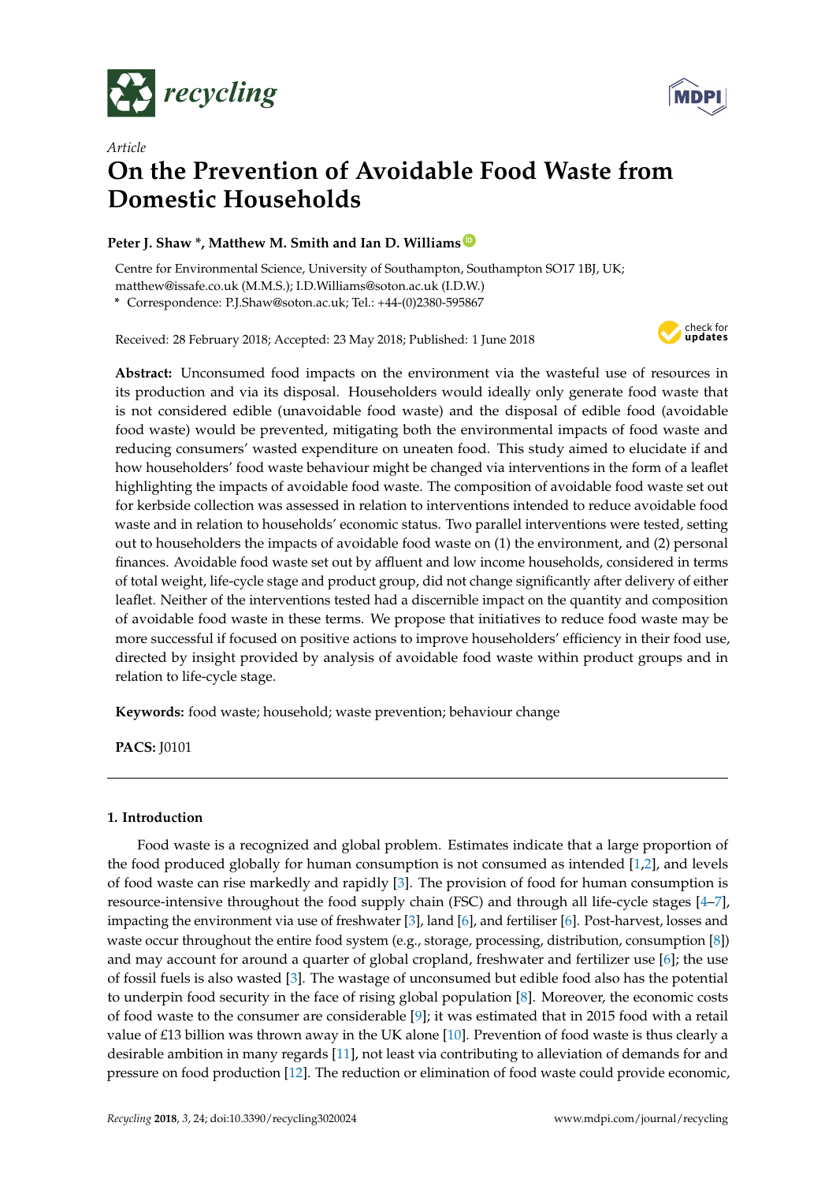*Article*

# On the Prevention of Avoidable Food Waste from Domestic Households

**Peter J. Shaw \*, Matthew M. Smith and Ian D. Williams**

Centre for Environmental Science, University of Southampton, Southampton SO17 1BJ, UK; matthew@issafe.co.uk (M.M.S.); I.D.Williams@soton.ac.uk (I.D.W.)

\* Correspondence: P.J.Shaw@soton.ac.uk; Tel.: +44-(0)2380-595867

Received: 28 February 2018; Accepted: 23 May 2018; Published: 1 June 2018

**Abstract:** Unconsumed food impacts on the environment via the wasteful use of resources in its production and via its disposal. Householders would ideally only generate food waste that is not considered edible (unavoidable food waste) and the disposal of edible food (avoidable food waste) would be prevented, mitigating both the environmental impacts of food waste and reducing consumers' wasted expenditure on uneaten food. This study aimed to elucidate if and how householders' food waste behaviour might be changed via interventions in the form of a leaflet highlighting the impacts of avoidable food waste. The composition of avoidable food waste set out for kerbside collection was assessed in relation to interventions intended to reduce avoidable food waste and in relation to households' economic status. Two parallel interventions were tested, setting out to householders the impacts of avoidable food waste on (1) the environment, and (2) personal finances. Avoidable food waste set out by affluent and low income households, considered in terms of total weight, life-cycle stage and product group, did not change significantly after delivery of either leaflet. Neither of the interventions tested had a discernible impact on the quantity and composition of avoidable food waste in these terms. We propose that initiatives to reduce food waste may be more successful if focused on positive actions to improve householders' efficiency in their food use, directed by insight provided by analysis of avoidable food waste within product groups and in relation to life-cycle stage.

**Keywords:** food waste; household; waste prevention; behaviour change

**PACS:** J0101

---

## 1. Introduction

Food waste is a recognized and global problem. Estimates indicate that a large proportion of the food produced globally for human consumption is not consumed as intended [1,2], and levels of food waste can rise markedly and rapidly [3]. The provision of food for human consumption is resource-intensive throughout the food supply chain (FSC) and through all life-cycle stages [4–7], impacting the environment via use of freshwater [3], land [6], and fertiliser [6]. Post-harvest, losses and waste occur throughout the entire food system (e.g., storage, processing, distribution, consumption [8]) and may account for around a quarter of global cropland, freshwater and fertilizer use [6]; the use of fossil fuels is also wasted [3]. The wastage of unconsumed but edible food also has the potential to underpin food security in the face of rising global population [8]. Moreover, the economic costs of food waste to the consumer are considerable [9]; it was estimated that in 2015 food with a retail value of £13 billion was thrown away in the UK alone [10]. Prevention of food waste is thus clearly a desirable ambition in many regards [11], not least via contributing to alleviation of demands for and pressure on food production [12]. The reduction or elimination of food waste could provide economic,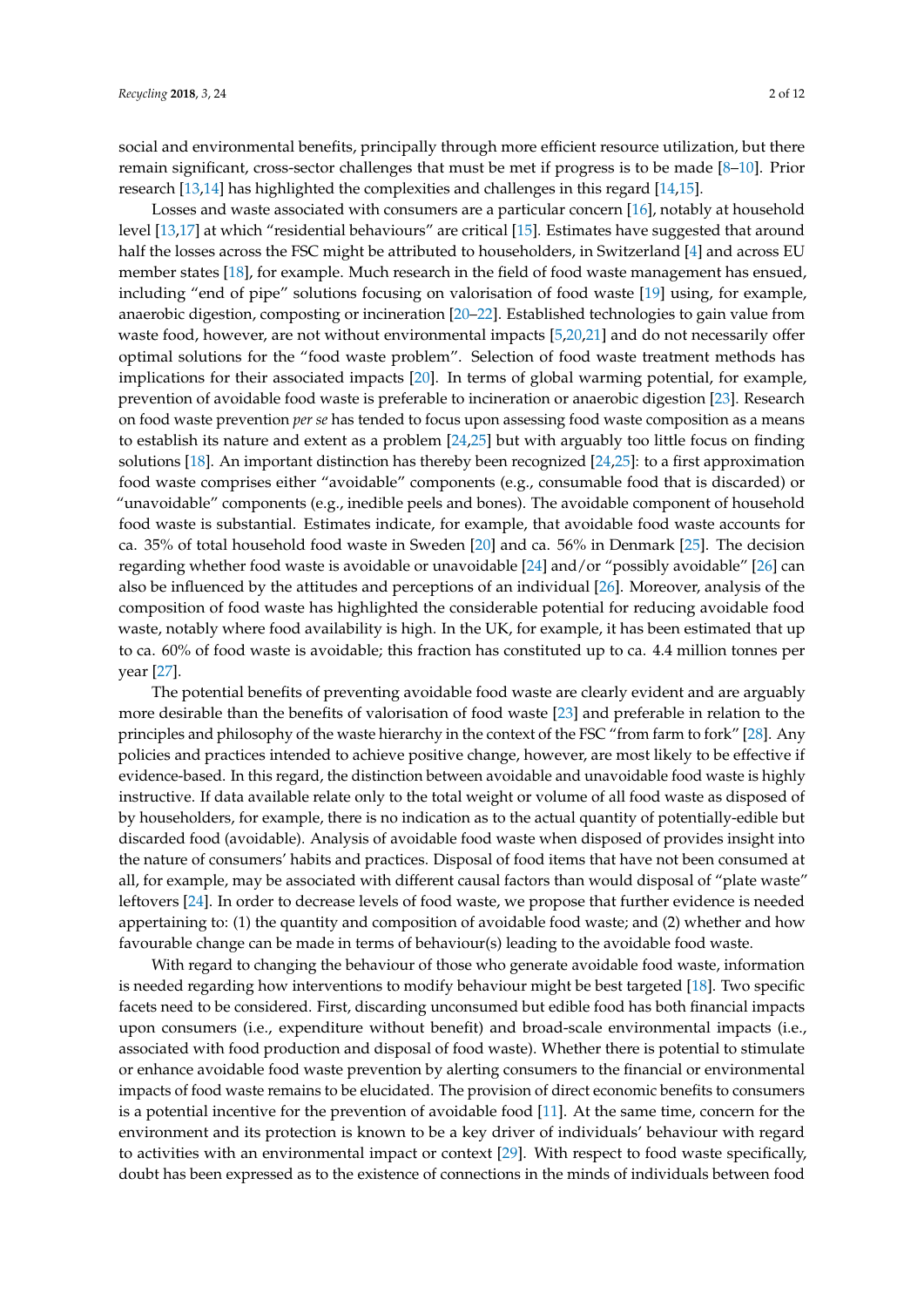social and environmental benefits, principally through more efficient resource utilization, but there remain significant, cross-sector challenges that must be met if progress is to be made [8–10]. Prior research [13,14] has highlighted the complexities and challenges in this regard [14,15].

Losses and waste associated with consumers are a particular concern [16], notably at household level [13,17] at which "residential behaviours" are critical [15]. Estimates have suggested that around half the losses across the FSC might be attributed to householders, in Switzerland [4] and across EU member states [18], for example. Much research in the field of food waste management has ensued, including "end of pipe" solutions focusing on valorisation of food waste [19] using, for example, anaerobic digestion, composting or incineration [20–22]. Established technologies to gain value from waste food, however, are not without environmental impacts [5,20,21] and do not necessarily offer optimal solutions for the "food waste problem". Selection of food waste treatment methods has implications for their associated impacts [20]. In terms of global warming potential, for example, prevention of avoidable food waste is preferable to incineration or anaerobic digestion [23]. Research on food waste prevention *per se* has tended to focus upon assessing food waste composition as a means to establish its nature and extent as a problem [24,25] but with arguably too little focus on finding solutions [18]. An important distinction has thereby been recognized [24,25]: to a first approximation food waste comprises either "avoidable" components (e.g., consumable food that is discarded) or "unavoidable" components (e.g., inedible peels and bones). The avoidable component of household food waste is substantial. Estimates indicate, for example, that avoidable food waste accounts for ca. 35% of total household food waste in Sweden [20] and ca. 56% in Denmark [25]. The decision regarding whether food waste is avoidable or unavoidable [24] and/or "possibly avoidable" [26] can also be influenced by the attitudes and perceptions of an individual [26]. Moreover, analysis of the composition of food waste has highlighted the considerable potential for reducing avoidable food waste, notably where food availability is high. In the UK, for example, it has been estimated that up to ca. 60% of food waste is avoidable; this fraction has constituted up to ca. 4.4 million tonnes per year [27].

The potential benefits of preventing avoidable food waste are clearly evident and are arguably more desirable than the benefits of valorisation of food waste [23] and preferable in relation to the principles and philosophy of the waste hierarchy in the context of the FSC "from farm to fork" [28]. Any policies and practices intended to achieve positive change, however, are most likely to be effective if evidence-based. In this regard, the distinction between avoidable and unavoidable food waste is highly instructive. If data available relate only to the total weight or volume of all food waste as disposed of by householders, for example, there is no indication as to the actual quantity of potentially-edible but discarded food (avoidable). Analysis of avoidable food waste when disposed of provides insight into the nature of consumers' habits and practices. Disposal of food items that have not been consumed at all, for example, may be associated with different causal factors than would disposal of "plate waste" leftovers [24]. In order to decrease levels of food waste, we propose that further evidence is needed appertaining to: (1) the quantity and composition of avoidable food waste; and (2) whether and how favourable change can be made in terms of behaviour(s) leading to the avoidable food waste.

With regard to changing the behaviour of those who generate avoidable food waste, information is needed regarding how interventions to modify behaviour might be best targeted [18]. Two specific facets need to be considered. First, discarding unconsumed but edible food has both financial impacts upon consumers (i.e., expenditure without benefit) and broad-scale environmental impacts (i.e., associated with food production and disposal of food waste). Whether there is potential to stimulate or enhance avoidable food waste prevention by alerting consumers to the financial or environmental impacts of food waste remains to be elucidated. The provision of direct economic benefits to consumers is a potential incentive for the prevention of avoidable food [11]. At the same time, concern for the environment and its protection is known to be a key driver of individuals' behaviour with regard to activities with an environmental impact or context [29]. With respect to food waste specifically, doubt has been expressed as to the existence of connections in the minds of individuals between food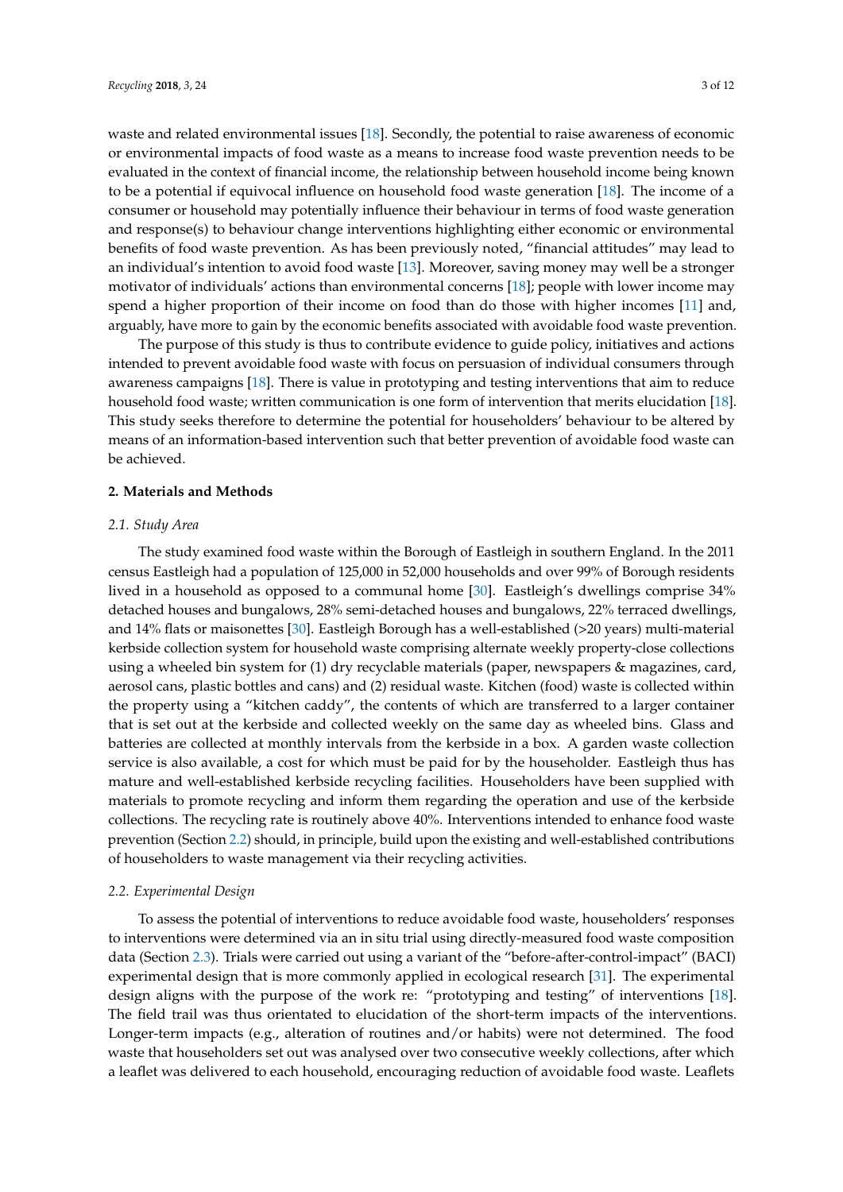waste and related environmental issues [18]. Secondly, the potential to raise awareness of economic or environmental impacts of food waste as a means to increase food waste prevention needs to be evaluated in the context of financial income, the relationship between household income being known to be a potential if equivocal influence on household food waste generation [18]. The income of a consumer or household may potentially influence their behaviour in terms of food waste generation and response(s) to behaviour change interventions highlighting either economic or environmental benefits of food waste prevention. As has been previously noted, "financial attitudes" may lead to an individual's intention to avoid food waste [13]. Moreover, saving money may well be a stronger motivator of individuals' actions than environmental concerns [18]; people with lower income may spend a higher proportion of their income on food than do those with higher incomes [11] and, arguably, have more to gain by the economic benefits associated with avoidable food waste prevention.

The purpose of this study is thus to contribute evidence to guide policy, initiatives and actions intended to prevent avoidable food waste with focus on persuasion of individual consumers through awareness campaigns [18]. There is value in prototyping and testing interventions that aim to reduce household food waste; written communication is one form of intervention that merits elucidation [18]. This study seeks therefore to determine the potential for householders' behaviour to be altered by means of an information-based intervention such that better prevention of avoidable food waste can be achieved.

## 2. Materials and Methods

### 2.1. Study Area

The study examined food waste within the Borough of Eastleigh in southern England. In the 2011 census Eastleigh had a population of 125,000 in 52,000 households and over 99% of Borough residents lived in a household as opposed to a communal home [30]. Eastleigh's dwellings comprise 34% detached houses and bungalows, 28% semi-detached houses and bungalows, 22% terraced dwellings, and 14% flats or maisonettes [30]. Eastleigh Borough has a well-established (>20 years) multi-material kerbside collection system for household waste comprising alternate weekly property-close collections using a wheeled bin system for (1) dry recyclable materials (paper, newspapers & magazines, card, aerosol cans, plastic bottles and cans) and (2) residual waste. Kitchen (food) waste is collected within the property using a "kitchen caddy", the contents of which are transferred to a larger container that is set out at the kerbside and collected weekly on the same day as wheeled bins. Glass and batteries are collected at monthly intervals from the kerbside in a box. A garden waste collection service is also available, a cost for which must be paid for by the householder. Eastleigh thus has mature and well-established kerbside recycling facilities. Householders have been supplied with materials to promote recycling and inform them regarding the operation and use of the kerbside collections. The recycling rate is routinely above 40%. Interventions intended to enhance food waste prevention (Section 2.2) should, in principle, build upon the existing and well-established contributions of householders to waste management via their recycling activities.

### 2.2. Experimental Design

To assess the potential of interventions to reduce avoidable food waste, householders' responses to interventions were determined via an in situ trial using directly-measured food waste composition data (Section 2.3). Trials were carried out using a variant of the "before-after-control-impact" (BACI) experimental design that is more commonly applied in ecological research [31]. The experimental design aligns with the purpose of the work re: "prototyping and testing" of interventions [18]. The field trail was thus orientated to elucidation of the short-term impacts of the interventions. Longer-term impacts (e.g., alteration of routines and/or habits) were not determined. The food waste that householders set out was analysed over two consecutive weekly collections, after which a leaflet was delivered to each household, encouraging reduction of avoidable food waste. Leaflets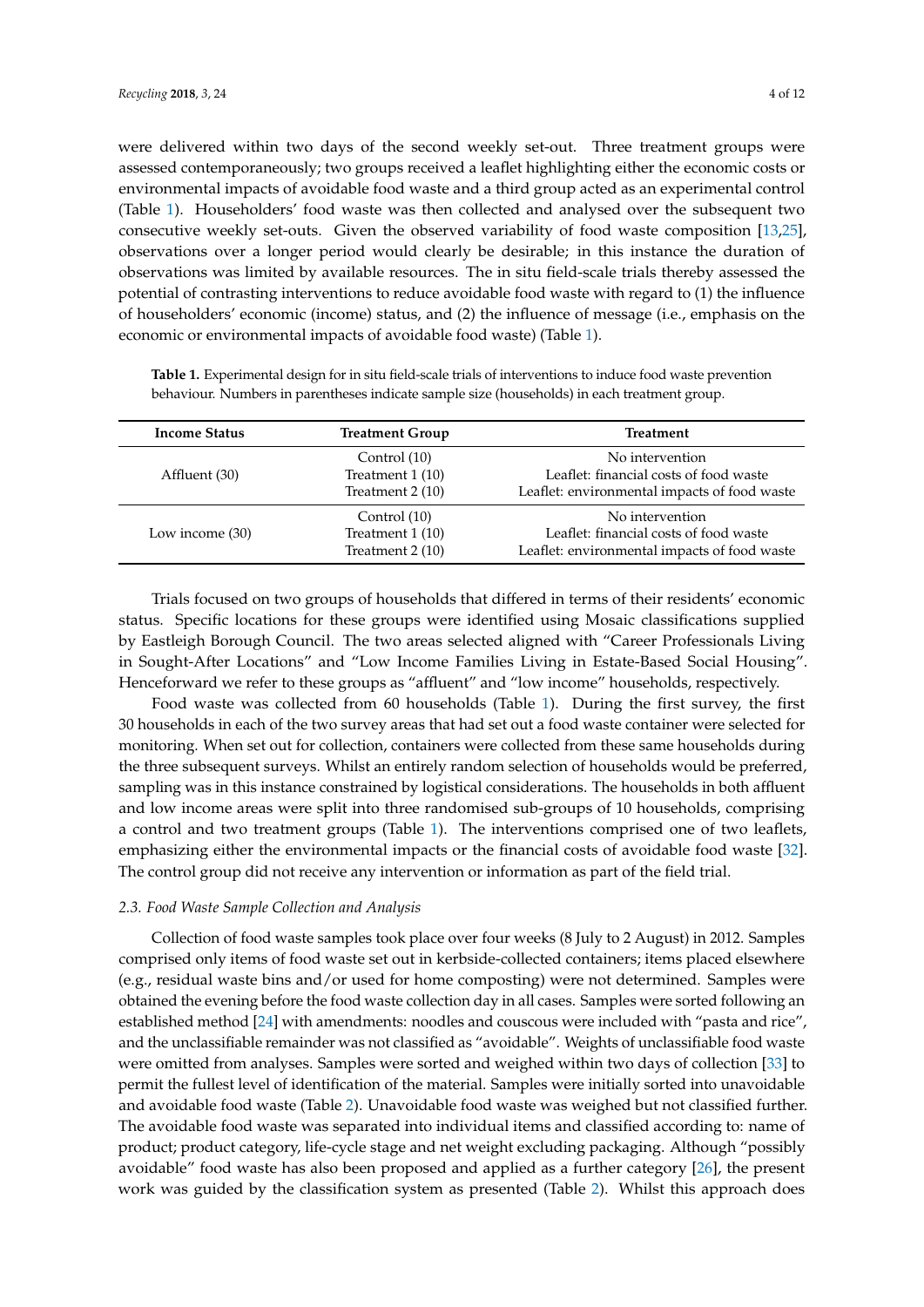were delivered within two days of the second weekly set-out. Three treatment groups were assessed contemporaneously; two groups received a leaflet highlighting either the economic costs or environmental impacts of avoidable food waste and a third group acted as an experimental control (Table 1). Householders' food waste was then collected and analysed over the subsequent two consecutive weekly set-outs. Given the observed variability of food waste composition [13,25], observations over a longer period would clearly be desirable; in this instance the duration of observations was limited by available resources. The in situ field-scale trials thereby assessed the potential of contrasting interventions to reduce avoidable food waste with regard to (1) the influence of householders' economic (income) status, and (2) the influence of message (i.e., emphasis on the economic or environmental impacts of avoidable food waste) (Table 1).

**Table 1.** Experimental design for in situ field-scale trials of interventions to induce food waste prevention behaviour. Numbers in parentheses indicate sample size (households) in each treatment group.

| Income Status | Treatment Group | Treatment |
|---|---|---|
| Affluent (30) | Control (10) | No intervention |
| | Treatment 1 (10) | Leaflet: financial costs of food waste |
| | Treatment 2 (10) | Leaflet: environmental impacts of food waste |
| Low income (30) | Control (10) | No intervention |
| | Treatment 1 (10) | Leaflet: financial costs of food waste |
| | Treatment 2 (10) | Leaflet: environmental impacts of food waste |

Trials focused on two groups of households that differed in terms of their residents' economic status. Specific locations for these groups were identified using Mosaic classifications supplied by Eastleigh Borough Council. The two areas selected aligned with "Career Professionals Living in Sought-After Locations" and "Low Income Families Living in Estate-Based Social Housing". Henceforward we refer to these groups as "affluent" and "low income" households, respectively.

Food waste was collected from 60 households (Table 1). During the first survey, the first 30 households in each of the two survey areas that had set out a food waste container were selected for monitoring. When set out for collection, containers were collected from these same households during the three subsequent surveys. Whilst an entirely random selection of households would be preferred, sampling was in this instance constrained by logistical considerations. The households in both affluent and low income areas were split into three randomised sub-groups of 10 households, comprising a control and two treatment groups (Table 1). The interventions comprised one of two leaflets, emphasizing either the environmental impacts or the financial costs of avoidable food waste [32]. The control group did not receive any intervention or information as part of the field trial.

### *2.3. Food Waste Sample Collection and Analysis*

Collection of food waste samples took place over four weeks (8 July to 2 August) in 2012. Samples comprised only items of food waste set out in kerbside-collected containers; items placed elsewhere (e.g., residual waste bins and/or used for home composting) were not determined. Samples were obtained the evening before the food waste collection day in all cases. Samples were sorted following an established method [24] with amendments: noodles and couscous were included with "pasta and rice", and the unclassifiable remainder was not classified as "avoidable". Weights of unclassifiable food waste were omitted from analyses. Samples were sorted and weighed within two days of collection [33] to permit the fullest level of identification of the material. Samples were initially sorted into unavoidable and avoidable food waste (Table 2). Unavoidable food waste was weighed but not classified further. The avoidable food waste was separated into individual items and classified according to: name of product; product category, life-cycle stage and net weight excluding packaging. Although "possibly avoidable" food waste has also been proposed and applied as a further category [26], the present work was guided by the classification system as presented (Table 2). Whilst this approach does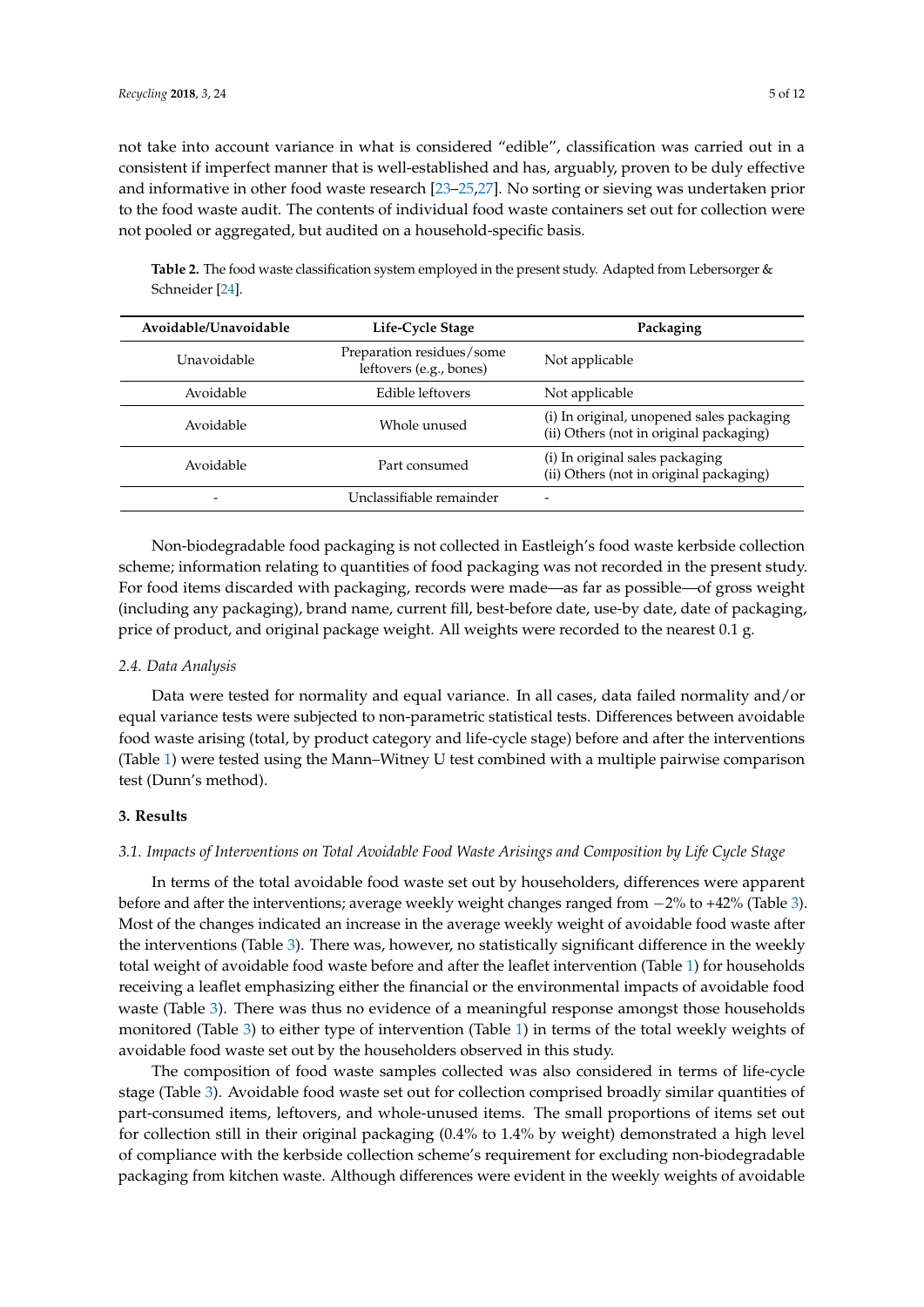not take into account variance in what is considered “edible”, classification was carried out in a consistent if imperfect manner that is well-established and has, arguably, proven to be duly effective and informative in other food waste research [23–25,27]. No sorting or sieving was undertaken prior to the food waste audit. The contents of individual food waste containers set out for collection were not pooled or aggregated, but audited on a household-specific basis.

**Table 2.** The food waste classification system employed in the present study. Adapted from Lebersorger & Schneider [24].

| Avoidable/Unavoidable | Life-Cycle Stage | Packaging |
| --- | --- | --- |
| Unavoidable | Preparation residues/some leftovers (e.g., bones) | Not applicable |
| Avoidable | Edible leftovers | Not applicable |
| Avoidable | Whole unused | (i) In original, unopened sales packaging<br>(ii) Others (not in original packaging) |
| Avoidable | Part consumed | (i) In original sales packaging<br>(ii) Others (not in original packaging) |
| - | Unclassifiable remainder | - |

Non-biodegradable food packaging is not collected in Eastleigh’s food waste kerbside collection scheme; information relating to quantities of food packaging was not recorded in the present study. For food items discarded with packaging, records were made—as far as possible—of gross weight (including any packaging), brand name, current fill, best-before date, use-by date, date of packaging, price of product, and original package weight. All weights were recorded to the nearest 0.1 g.

### 2.4. Data Analysis

Data were tested for normality and equal variance. In all cases, data failed normality and/or equal variance tests were subjected to non-parametric statistical tests. Differences between avoidable food waste arising (total, by product category and life-cycle stage) before and after the interventions (Table 1) were tested using the Mann–Witney U test combined with a multiple pairwise comparison test (Dunn’s method).

## 3. Results

### 3.1. Impacts of Interventions on Total Avoidable Food Waste Arisings and Composition by Life Cycle Stage

In terms of the total avoidable food waste set out by householders, differences were apparent before and after the interventions; average weekly weight changes ranged from −2% to +42% (Table 3). Most of the changes indicated an increase in the average weekly weight of avoidable food waste after the interventions (Table 3). There was, however, no statistically significant difference in the weekly total weight of avoidable food waste before and after the leaflet intervention (Table 1) for households receiving a leaflet emphasizing either the financial or the environmental impacts of avoidable food waste (Table 3). There was thus no evidence of a meaningful response amongst those households monitored (Table 3) to either type of intervention (Table 1) in terms of the total weekly weights of avoidable food waste set out by the householders observed in this study.

The composition of food waste samples collected was also considered in terms of life-cycle stage (Table 3). Avoidable food waste set out for collection comprised broadly similar quantities of part-consumed items, leftovers, and whole-unused items. The small proportions of items set out for collection still in their original packaging (0.4% to 1.4% by weight) demonstrated a high level of compliance with the kerbside collection scheme’s requirement for excluding non-biodegradable packaging from kitchen waste. Although differences were evident in the weekly weights of avoidable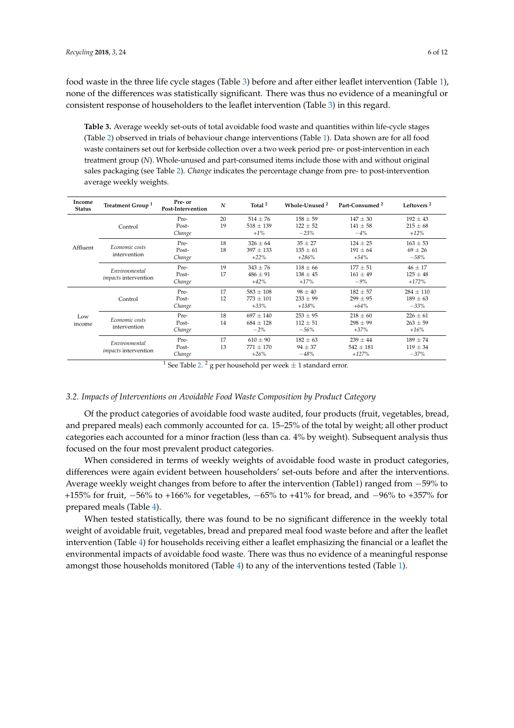food waste in the three life cycle stages (Table 3) before and after either leaflet intervention (Table 1), none of the differences was statistically significant. There was thus no evidence of a meaningful or consistent response of householders to the leaflet intervention (Table 3) in this regard.

**Table 3.** Average weekly set-outs of total avoidable food waste and quantities within life-cycle stages (Table 2) observed in trials of behaviour change interventions (Table 1). Data shown are for all food waste containers set out for kerbside collection over a two week period pre- or post-intervention in each treatment group (*N*). Whole-unused and part-consumed items include those with and without original sales packaging (see Table 2). *Change* indicates the percentage change from pre- to post-intervention average weekly weights.

| Income Status | Treatment Group [1] | Pre- or Post-Intervention | *N* | Total [2] | Whole-Unused [2] | Part-Consumed [2] | Leftovers [2] |
|---|---|---|---|---|---|---|---|
| Affluent | Control | Pre- | 20 | 514 ± 76 | 158 ± 59 | 147 ± 30 | 192 ± 43 |
| | | Post- | 19 | 518 ± 139 | 122 ± 52 | 141 ± 58 | 215 ± 68 |
| | | *Change* | | *+1%* | *−23%* | *−4%* | *+12%* |
| | *Economic costs* intervention | Pre- | 18 | 326 ± 64 | 35 ± 27 | 124 ± 25 | 163 ± 53 |
| | | Post- | 18 | 397 ± 133 | 135 ± 61 | 191 ± 64 | 69 ± 26 |
| | | *Change* | | *+22%* | *+286%* | *+54%* | *−58%* |
| | *Environmental impacts* intervention | Pre- | 19 | 343 ± 76 | 118 ± 66 | 177 ± 51 | 46 ± 17 |
| | | Post- | 17 | 486 ± 91 | 138 ± 45 | 161 ± 49 | 125 ± 48 |
| | | *Change* | | *+42%* | *+17%* | *−9%* | *+172%* |
| Low income | Control | Pre- | 17 | 583 ± 108 | 98 ± 40 | 182 ± 57 | 284 ± 110 |
| | | Post- | 12 | 773 ± 101 | 233 ± 99 | 299 ± 95 | 189 ± 63 |
| | | *Change* | | *+33%* | *+138%* | *+64%* | *−33%* |
| | *Economic costs* intervention | Pre- | 18 | 697 ± 140 | 253 ± 95 | 218 ± 60 | 226 ± 61 |
| | | Post- | 14 | 684 ± 128 | 112 ± 51 | 298 ± 99 | 263 ± 59 |
| | | *Change* | | *−2%* | *−56%* | *+37%* | *+16%* |
| | *Environmental impacts* intervention | Pre- | 17 | 610 ± 90 | 182 ± 63 | 239 ± 44 | 189 ± 74 |
| | | Post- | 13 | 771 ± 170 | 94 ± 37 | 542 ± 181 | 119 ± 34 |
| | | *Change* | | *+26%* | *−48%* | *+127%* | *−37%* |

[1] See Table 2. [2] g per household per week ± 1 standard error.

### 3.2. Impacts of Interventions on Avoidable Food Waste Composition by Product Category

Of the product categories of avoidable food waste audited, four products (fruit, vegetables, bread, and prepared meals) each commonly accounted for ca. 15–25% of the total by weight; all other product categories each accounted for a minor fraction (less than ca. 4% by weight). Subsequent analysis thus focused on the four most prevalent product categories.

When considered in terms of weekly weights of avoidable food waste in product categories, differences were again evident between householders' set-outs before and after the interventions. Average weekly weight changes from before to after the intervention (Table1) ranged from −59% to +155% for fruit, −56% to +166% for vegetables, −65% to +41% for bread, and −96% to +357% for prepared meals (Table 4).

When tested statistically, there was found to be no significant difference in the weekly total weight of avoidable fruit, vegetables, bread and prepared meal food waste before and after the leaflet intervention (Table 4) for households receiving either a leaflet emphasizing the financial or a leaflet the environmental impacts of avoidable food waste. There was thus no evidence of a meaningful response amongst those households monitored (Table 4) to any of the interventions tested (Table 1).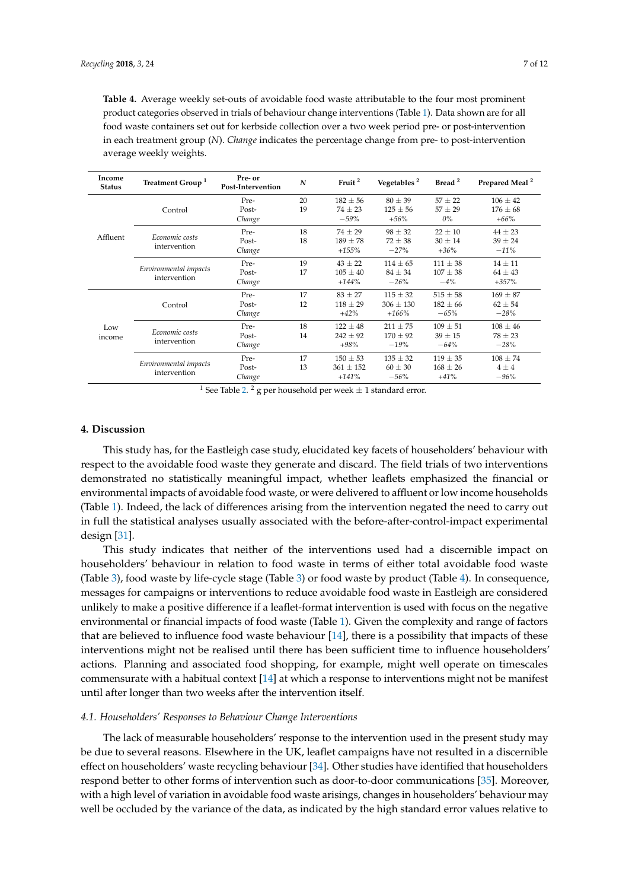**Table 4.** Average weekly set-outs of avoidable food waste attributable to the four most prominent product categories observed in trials of behaviour change interventions (Table 1). Data shown are for all food waste containers set out for kerbside collection over a two week period pre- or post-intervention in each treatment group (*N*). *Change* indicates the percentage change from pre- to post-intervention average weekly weights.

| Income Status | Treatment Group [1] | Pre- or Post-Intervention | N | Fruit [2] | Vegetables [2] | Bread [2] | Prepared Meal [2] |
|---|---|---|---|---|---|---|---|
| Affluent | Control | Pre- | 20 | 182 ± 56 | 80 ± 39 | 57 ± 22 | 106 ± 42 |
| | | Post- | 19 | 74 ± 23 | 125 ± 56 | 57 ± 29 | 176 ± 68 |
| | | *Change* | | *−59%* | *+56%* | *0%* | *+66%* |
| | *Economic costs* intervention | Pre- | 18 | 74 ± 29 | 98 ± 32 | 22 ± 10 | 44 ± 23 |
| | | Post- | 18 | 189 ± 78 | 72 ± 38 | 30 ± 14 | 39 ± 24 |
| | | *Change* | | *+155%* | *−27%* | *+36%* | *−11%* |
| | *Environmental impacts* intervention | Pre- | 19 | 43 ± 22 | 114 ± 65 | 111 ± 38 | 14 ± 11 |
| | | Post- | 17 | 105 ± 40 | 84 ± 34 | 107 ± 38 | 64 ± 43 |
| | | *Change* | | *+144%* | *−26%* | *−4%* | *+357%* |
| Low income | Control | Pre- | 17 | 83 ± 27 | 115 ± 32 | 515 ± 58 | 169 ± 87 |
| | | Post- | 12 | 118 ± 29 | 306 ± 130 | 182 ± 66 | 62 ± 54 |
| | | *Change* | | *+42%* | *+166%* | *−65%* | *−28%* |
| | *Economic costs* intervention | Pre- | 18 | 122 ± 48 | 211 ± 75 | 109 ± 51 | 108 ± 46 |
| | | Post- | 14 | 242 ± 92 | 170 ± 92 | 39 ± 15 | 78 ± 23 |
| | | *Change* | | *+98%* | *−19%* | *−64%* | *−28%* |
| | *Environmental impacts* intervention | Pre- | 17 | 150 ± 53 | 135 ± 32 | 119 ± 35 | 108 ± 74 |
| | | Post- | 13 | 361 ± 152 | 60 ± 30 | 168 ± 26 | 4 ± 4 |
| | | *Change* | | *+141%* | *−56%* | *+41%* | *−96%* |

[1] See Table 2. [2] g per household per week ± 1 standard error.

## 4. Discussion

This study has, for the Eastleigh case study, elucidated key facets of householders' behaviour with respect to the avoidable food waste they generate and discard. The field trials of two interventions demonstrated no statistically meaningful impact, whether leaflets emphasized the financial or environmental impacts of avoidable food waste, or were delivered to affluent or low income households (Table 1). Indeed, the lack of differences arising from the intervention negated the need to carry out in full the statistical analyses usually associated with the before-after-control-impact experimental design [31].

This study indicates that neither of the interventions used had a discernible impact on householders' behaviour in relation to food waste in terms of either total avoidable food waste (Table 3), food waste by life-cycle stage (Table 3) or food waste by product (Table 4). In consequence, messages for campaigns or interventions to reduce avoidable food waste in Eastleigh are considered unlikely to make a positive difference if a leaflet-format intervention is used with focus on the negative environmental or financial impacts of food waste (Table 1). Given the complexity and range of factors that are believed to influence food waste behaviour [14], there is a possibility that impacts of these interventions might not be realised until there has been sufficient time to influence householders' actions. Planning and associated food shopping, for example, might well operate on timescales commensurate with a habitual context [14] at which a response to interventions might not be manifest until after longer than two weeks after the intervention itself.

### *4.1. Householders' Responses to Behaviour Change Interventions*

The lack of measurable householders' response to the intervention used in the present study may be due to several reasons. Elsewhere in the UK, leaflet campaigns have not resulted in a discernible effect on householders' waste recycling behaviour [34]. Other studies have identified that householders respond better to other forms of intervention such as door-to-door communications [35]. Moreover, with a high level of variation in avoidable food waste arisings, changes in householders' behaviour may well be occluded by the variance of the data, as indicated by the high standard error values relative to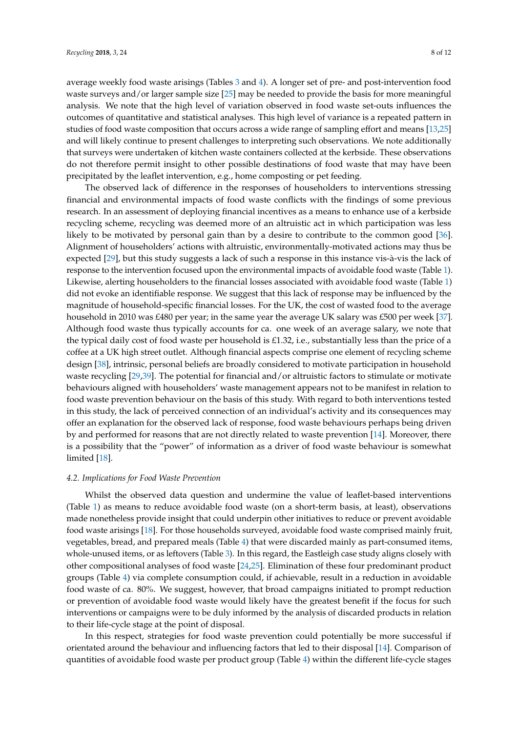average weekly food waste arisings (Tables 3 and 4). A longer set of pre- and post-intervention food waste surveys and/or larger sample size [25] may be needed to provide the basis for more meaningful analysis. We note that the high level of variation observed in food waste set-outs influences the outcomes of quantitative and statistical analyses. This high level of variance is a repeated pattern in studies of food waste composition that occurs across a wide range of sampling effort and means [13,25] and will likely continue to present challenges to interpreting such observations. We note additionally that surveys were undertaken of kitchen waste containers collected at the kerbside. These observations do not therefore permit insight to other possible destinations of food waste that may have been precipitated by the leaflet intervention, e.g., home composting or pet feeding.

The observed lack of difference in the responses of householders to interventions stressing financial and environmental impacts of food waste conflicts with the findings of some previous research. In an assessment of deploying financial incentives as a means to enhance use of a kerbside recycling scheme, recycling was deemed more of an altruistic act in which participation was less likely to be motivated by personal gain than by a desire to contribute to the common good [36]. Alignment of householders' actions with altruistic, environmentally-motivated actions may thus be expected [29], but this study suggests a lack of such a response in this instance vis-à-vis the lack of response to the intervention focused upon the environmental impacts of avoidable food waste (Table 1). Likewise, alerting householders to the financial losses associated with avoidable food waste (Table 1) did not evoke an identifiable response. We suggest that this lack of response may be influenced by the magnitude of household-specific financial losses. For the UK, the cost of wasted food to the average household in 2010 was £480 per year; in the same year the average UK salary was £500 per week [37]. Although food waste thus typically accounts for ca. one week of an average salary, we note that the typical daily cost of food waste per household is £1.32, i.e., substantially less than the price of a coffee at a UK high street outlet. Although financial aspects comprise one element of recycling scheme design [38], intrinsic, personal beliefs are broadly considered to motivate participation in household waste recycling [29,39]. The potential for financial and/or altruistic factors to stimulate or motivate behaviours aligned with householders' waste management appears not to be manifest in relation to food waste prevention behaviour on the basis of this study. With regard to both interventions tested in this study, the lack of perceived connection of an individual's activity and its consequences may offer an explanation for the observed lack of response, food waste behaviours perhaps being driven by and performed for reasons that are not directly related to waste prevention [14]. Moreover, there is a possibility that the "power" of information as a driver of food waste behaviour is somewhat limited [18].

### *4.2. Implications for Food Waste Prevention*

Whilst the observed data question and undermine the value of leaflet-based interventions (Table 1) as means to reduce avoidable food waste (on a short-term basis, at least), observations made nonetheless provide insight that could underpin other initiatives to reduce or prevent avoidable food waste arisings [18]. For those households surveyed, avoidable food waste comprised mainly fruit, vegetables, bread, and prepared meals (Table 4) that were discarded mainly as part-consumed items, whole-unused items, or as leftovers (Table 3). In this regard, the Eastleigh case study aligns closely with other compositional analyses of food waste [24,25]. Elimination of these four predominant product groups (Table 4) via complete consumption could, if achievable, result in a reduction in avoidable food waste of ca. 80%. We suggest, however, that broad campaigns initiated to prompt reduction or prevention of avoidable food waste would likely have the greatest benefit if the focus for such interventions or campaigns were to be duly informed by the analysis of discarded products in relation to their life-cycle stage at the point of disposal.

In this respect, strategies for food waste prevention could potentially be more successful if orientated around the behaviour and influencing factors that led to their disposal [14]. Comparison of quantities of avoidable food waste per product group (Table 4) within the different life-cycle stages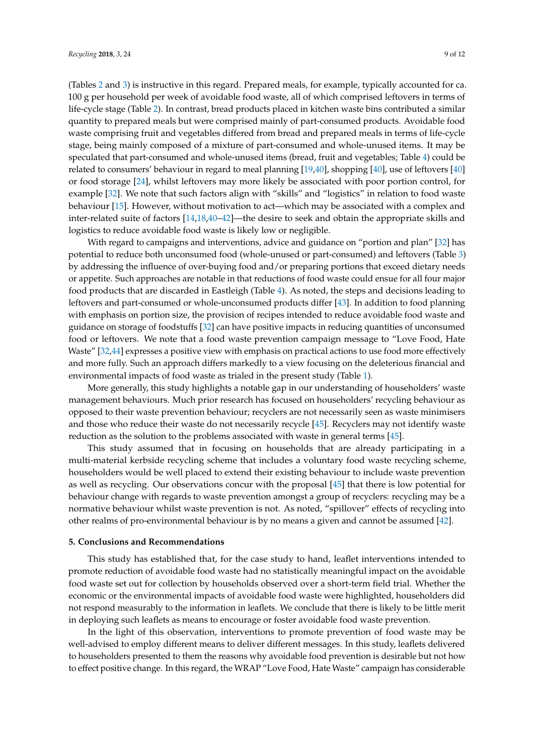(Tables 2 and 3) is instructive in this regard. Prepared meals, for example, typically accounted for ca. 100 g per household per week of avoidable food waste, all of which comprised leftovers in terms of life-cycle stage (Table 2). In contrast, bread products placed in kitchen waste bins contributed a similar quantity to prepared meals but were comprised mainly of part-consumed products. Avoidable food waste comprising fruit and vegetables differed from bread and prepared meals in terms of life-cycle stage, being mainly composed of a mixture of part-consumed and whole-unused items. It may be speculated that part-consumed and whole-unused items (bread, fruit and vegetables; Table 4) could be related to consumers' behaviour in regard to meal planning [19,40], shopping [40], use of leftovers [40] or food storage [24], whilst leftovers may more likely be associated with poor portion control, for example [32]. We note that such factors align with "skills" and "logistics" in relation to food waste behaviour [15]. However, without motivation to act—which may be associated with a complex and inter-related suite of factors [14,18,40–42]—the desire to seek and obtain the appropriate skills and logistics to reduce avoidable food waste is likely low or negligible.

With regard to campaigns and interventions, advice and guidance on "portion and plan" [32] has potential to reduce both unconsumed food (whole-unused or part-consumed) and leftovers (Table 3) by addressing the influence of over-buying food and/or preparing portions that exceed dietary needs or appetite. Such approaches are notable in that reductions of food waste could ensue for all four major food products that are discarded in Eastleigh (Table 4). As noted, the steps and decisions leading to leftovers and part-consumed or whole-unconsumed products differ [43]. In addition to food planning with emphasis on portion size, the provision of recipes intended to reduce avoidable food waste and guidance on storage of foodstuffs [32] can have positive impacts in reducing quantities of unconsumed food or leftovers. We note that a food waste prevention campaign message to "Love Food, Hate Waste" [32,44] expresses a positive view with emphasis on practical actions to use food more effectively and more fully. Such an approach differs markedly to a view focusing on the deleterious financial and environmental impacts of food waste as trialed in the present study (Table 1).

More generally, this study highlights a notable gap in our understanding of householders' waste management behaviours. Much prior research has focused on householders' recycling behaviour as opposed to their waste prevention behaviour; recyclers are not necessarily seen as waste minimisers and those who reduce their waste do not necessarily recycle [45]. Recyclers may not identify waste reduction as the solution to the problems associated with waste in general terms [45].

This study assumed that in focusing on households that are already participating in a multi-material kerbside recycling scheme that includes a voluntary food waste recycling scheme, householders would be well placed to extend their existing behaviour to include waste prevention as well as recycling. Our observations concur with the proposal [45] that there is low potential for behaviour change with regards to waste prevention amongst a group of recyclers: recycling may be a normative behaviour whilst waste prevention is not. As noted, "spillover" effects of recycling into other realms of pro-environmental behaviour is by no means a given and cannot be assumed [42].

## 5. Conclusions and Recommendations

This study has established that, for the case study to hand, leaflet interventions intended to promote reduction of avoidable food waste had no statistically meaningful impact on the avoidable food waste set out for collection by households observed over a short-term field trial. Whether the economic or the environmental impacts of avoidable food waste were highlighted, householders did not respond measurably to the information in leaflets. We conclude that there is likely to be little merit in deploying such leaflets as means to encourage or foster avoidable food waste prevention.

In the light of this observation, interventions to promote prevention of food waste may be well-advised to employ different means to deliver different messages. In this study, leaflets delivered to householders presented to them the reasons why avoidable food prevention is desirable but not how to effect positive change. In this regard, the WRAP "Love Food, Hate Waste" campaign has considerable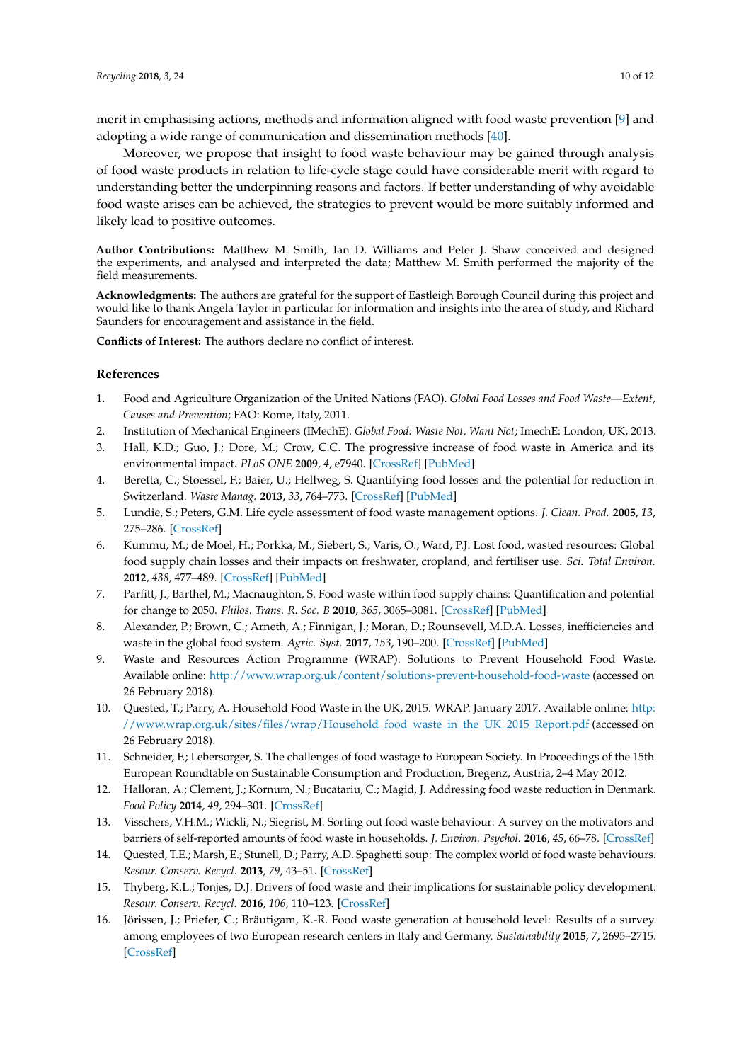merit in emphasising actions, methods and information aligned with food waste prevention [9] and adopting a wide range of communication and dissemination methods [40].

Moreover, we propose that insight to food waste behaviour may be gained through analysis of food waste products in relation to life-cycle stage could have considerable merit with regard to understanding better the underpinning reasons and factors. If better understanding of why avoidable food waste arises can be achieved, the strategies to prevent would be more suitably informed and likely lead to positive outcomes.

**Author Contributions:** Matthew M. Smith, Ian D. Williams and Peter J. Shaw conceived and designed the experiments, and analysed and interpreted the data; Matthew M. Smith performed the majority of the field measurements.

**Acknowledgments:** The authors are grateful for the support of Eastleigh Borough Council during this project and would like to thank Angela Taylor in particular for information and insights into the area of study, and Richard Saunders for encouragement and assistance in the field.

**Conflicts of Interest:** The authors declare no conflict of interest.

## References

1. Food and Agriculture Organization of the United Nations (FAO). *Global Food Losses and Food Waste—Extent, Causes and Prevention*; FAO: Rome, Italy, 2011.
2. Institution of Mechanical Engineers (IMechE). *Global Food: Waste Not, Want Not*; ImechE: London, UK, 2013.
3. Hall, K.D.; Guo, J.; Dore, M.; Crow, C.C. The progressive increase of food waste in America and its environmental impact. *PLoS ONE* **2009**, *4*, e7940. [CrossRef] [PubMed]
4. Beretta, C.; Stoessel, F.; Baier, U.; Hellweg, S. Quantifying food losses and the potential for reduction in Switzerland. *Waste Manag.* **2013**, *33*, 764–773. [CrossRef] [PubMed]
5. Lundie, S.; Peters, G.M. Life cycle assessment of food waste management options. *J. Clean. Prod.* **2005**, *13*, 275–286. [CrossRef]
6. Kummu, M.; de Moel, H.; Porkka, M.; Siebert, S.; Varis, O.; Ward, P.J. Lost food, wasted resources: Global food supply chain losses and their impacts on freshwater, cropland, and fertiliser use. *Sci. Total Environ.* **2012**, *438*, 477–489. [CrossRef] [PubMed]
7. Parfitt, J.; Barthel, M.; Macnaughton, S. Food waste within food supply chains: Quantification and potential for change to 2050. *Philos. Trans. R. Soc. B* **2010**, *365*, 3065–3081. [CrossRef] [PubMed]
8. Alexander, P.; Brown, C.; Arneth, A.; Finnigan, J.; Moran, D.; Rounsevell, M.D.A. Losses, inefficiencies and waste in the global food system. *Agric. Syst.* **2017**, *153*, 190–200. [CrossRef] [PubMed]
9. Waste and Resources Action Programme (WRAP). Solutions to Prevent Household Food Waste. Available online: http://www.wrap.org.uk/content/solutions-prevent-household-food-waste (accessed on 26 February 2018).
10. Quested, T.; Parry, A. Household Food Waste in the UK, 2015. WRAP. January 2017. Available online: http://www.wrap.org.uk/sites/files/wrap/Household_food_waste_in_the_UK_2015_Report.pdf (accessed on 26 February 2018).
11. Schneider, F.; Lebersorger, S. The challenges of food wastage to European Society. In Proceedings of the 15th European Roundtable on Sustainable Consumption and Production, Bregenz, Austria, 2–4 May 2012.
12. Halloran, A.; Clement, J.; Kornum, N.; Bucatariu, C.; Magid, J. Addressing food waste reduction in Denmark. *Food Policy* **2014**, *49*, 294–301. [CrossRef]
13. Visschers, V.H.M.; Wickli, N.; Siegrist, M. Sorting out food waste behaviour: A survey on the motivators and barriers of self-reported amounts of food waste in households. *J. Environ. Psychol.* **2016**, *45*, 66–78. [CrossRef]
14. Quested, T.E.; Marsh, E.; Stunell, D.; Parry, A.D. Spaghetti soup: The complex world of food waste behaviours. *Resour. Conserv. Recycl.* **2013**, *79*, 43–51. [CrossRef]
15. Thyberg, K.L.; Tonjes, D.J. Drivers of food waste and their implications for sustainable policy development. *Resour. Conserv. Recycl.* **2016**, *106*, 110–123. [CrossRef]
16. Jörissen, J.; Priefer, C.; Bräutigam, K.-R. Food waste generation at household level: Results of a survey among employees of two European research centers in Italy and Germany. *Sustainability* **2015**, *7*, 2695–2715. [CrossRef]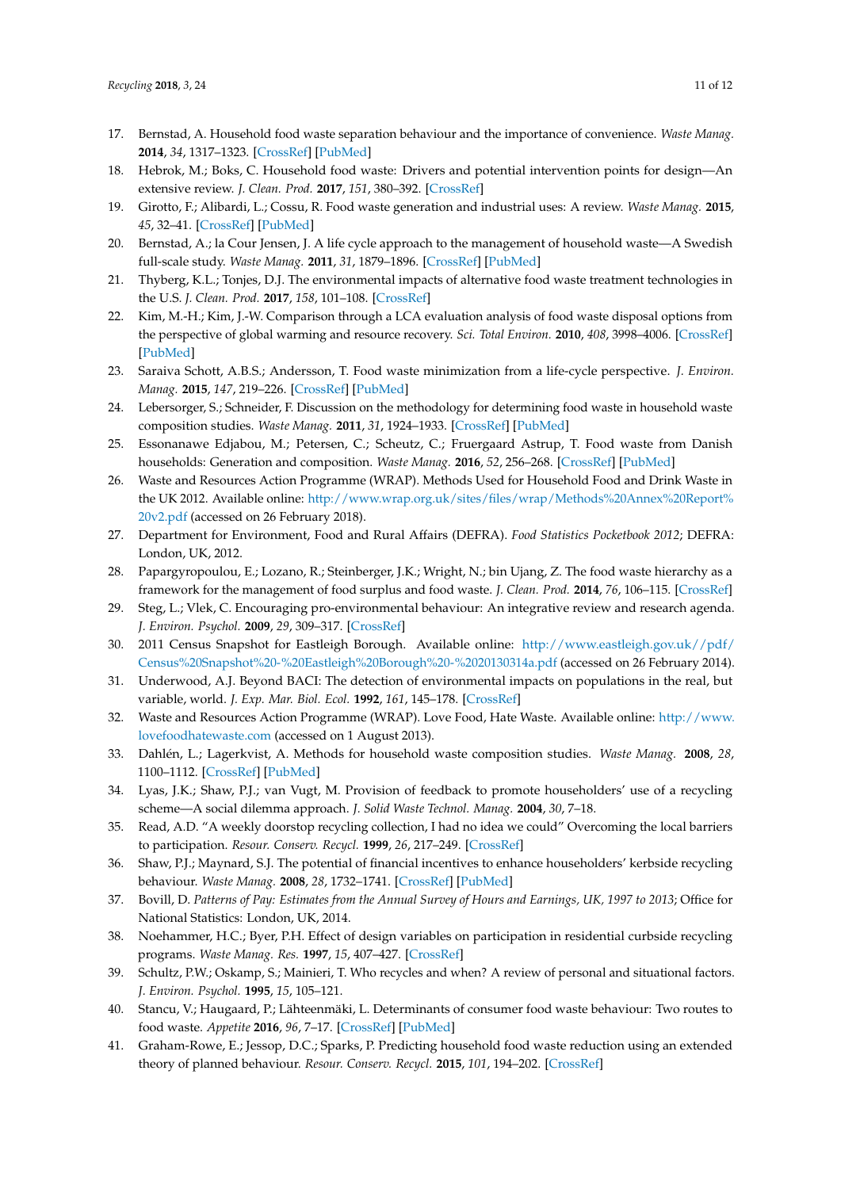17. Bernstad, A. Household food waste separation behaviour and the importance of convenience. *Waste Manag.* **2014**, *34*, 1317–1323. [CrossRef] [PubMed]
18. Hebrok, M.; Boks, C. Household food waste: Drivers and potential intervention points for design—An extensive review. *J. Clean. Prod.* **2017**, *151*, 380–392. [CrossRef]
19. Girotto, F.; Alibardi, L.; Cossu, R. Food waste generation and industrial uses: A review. *Waste Manag.* **2015**, *45*, 32–41. [CrossRef] [PubMed]
20. Bernstad, A.; la Cour Jensen, J. A life cycle approach to the management of household waste—A Swedish full-scale study. *Waste Manag.* **2011**, *31*, 1879–1896. [CrossRef] [PubMed]
21. Thyberg, K.L.; Tonjes, D.J. The environmental impacts of alternative food waste treatment technologies in the U.S. *J. Clean. Prod.* **2017**, *158*, 101–108. [CrossRef]
22. Kim, M.-H.; Kim, J.-W. Comparison through a LCA evaluation analysis of food waste disposal options from the perspective of global warming and resource recovery. *Sci. Total Environ.* **2010**, *408*, 3998–4006. [CrossRef] [PubMed]
23. Saraiva Schott, A.B.S.; Andersson, T. Food waste minimization from a life-cycle perspective. *J. Environ. Manag.* **2015**, *147*, 219–226. [CrossRef] [PubMed]
24. Lebersorger, S.; Schneider, F. Discussion on the methodology for determining food waste in household waste composition studies. *Waste Manag.* **2011**, *31*, 1924–1933. [CrossRef] [PubMed]
25. Essonanawe Edjabou, M.; Petersen, C.; Scheutz, C.; Fruergaard Astrup, T. Food waste from Danish households: Generation and composition. *Waste Manag.* **2016**, *52*, 256–268. [CrossRef] [PubMed]
26. Waste and Resources Action Programme (WRAP). Methods Used for Household Food and Drink Waste in the UK 2012. Available online: http://www.wrap.org.uk/sites/files/wrap/Methods%20Annex%20Report%20v2.pdf (accessed on 26 February 2018).
27. Department for Environment, Food and Rural Affairs (DEFRA). *Food Statistics Pocketbook 2012*; DEFRA: London, UK, 2012.
28. Papargyropoulou, E.; Lozano, R.; Steinberger, J.K.; Wright, N.; bin Ujang, Z. The food waste hierarchy as a framework for the management of food surplus and food waste. *J. Clean. Prod.* **2014**, *76*, 106–115. [CrossRef]
29. Steg, L.; Vlek, C. Encouraging pro-environmental behaviour: An integrative review and research agenda. *J. Environ. Psychol.* **2009**, *29*, 309–317. [CrossRef]
30. 2011 Census Snapshot for Eastleigh Borough. Available online: http://www.eastleigh.gov.uk//pdf/Census%20Snapshot%20-%20Eastleigh%20Borough%20-%2020130314a.pdf (accessed on 26 February 2014).
31. Underwood, A.J. Beyond BACI: The detection of environmental impacts on populations in the real, but variable, world. *J. Exp. Mar. Biol. Ecol.* **1992**, *161*, 145–178. [CrossRef]
32. Waste and Resources Action Programme (WRAP). Love Food, Hate Waste. Available online: http://www.lovefoodhatewaste.com (accessed on 1 August 2013).
33. Dahlén, L.; Lagerkvist, A. Methods for household waste composition studies. *Waste Manag.* **2008**, *28*, 1100–1112. [CrossRef] [PubMed]
34. Lyas, J.K.; Shaw, P.J.; van Vugt, M. Provision of feedback to promote householders' use of a recycling scheme—A social dilemma approach. *J. Solid Waste Technol. Manag.* **2004**, *30*, 7–18.
35. Read, A.D. "A weekly doorstep recycling collection, I had no idea we could" Overcoming the local barriers to participation. *Resour. Conserv. Recycl.* **1999**, *26*, 217–249. [CrossRef]
36. Shaw, P.J.; Maynard, S.J. The potential of financial incentives to enhance householders' kerbside recycling behaviour. *Waste Manag.* **2008**, *28*, 1732–1741. [CrossRef] [PubMed]
37. Bovill, D. *Patterns of Pay: Estimates from the Annual Survey of Hours and Earnings, UK, 1997 to 2013*; Office for National Statistics: London, UK, 2014.
38. Noehammer, H.C.; Byer, P.H. Effect of design variables on participation in residential curbside recycling programs. *Waste Manag. Res.* **1997**, *15*, 407–427. [CrossRef]
39. Schultz, P.W.; Oskamp, S.; Mainieri, T. Who recycles and when? A review of personal and situational factors. *J. Environ. Psychol.* **1995**, *15*, 105–121.
40. Stancu, V.; Haugaard, P.; Lähteenmäki, L. Determinants of consumer food waste behaviour: Two routes to food waste. *Appetite* **2016**, *96*, 7–17. [CrossRef] [PubMed]
41. Graham-Rowe, E.; Jessop, D.C.; Sparks, P. Predicting household food waste reduction using an extended theory of planned behaviour. *Resour. Conserv. Recycl.* **2015**, *101*, 194–202. [CrossRef]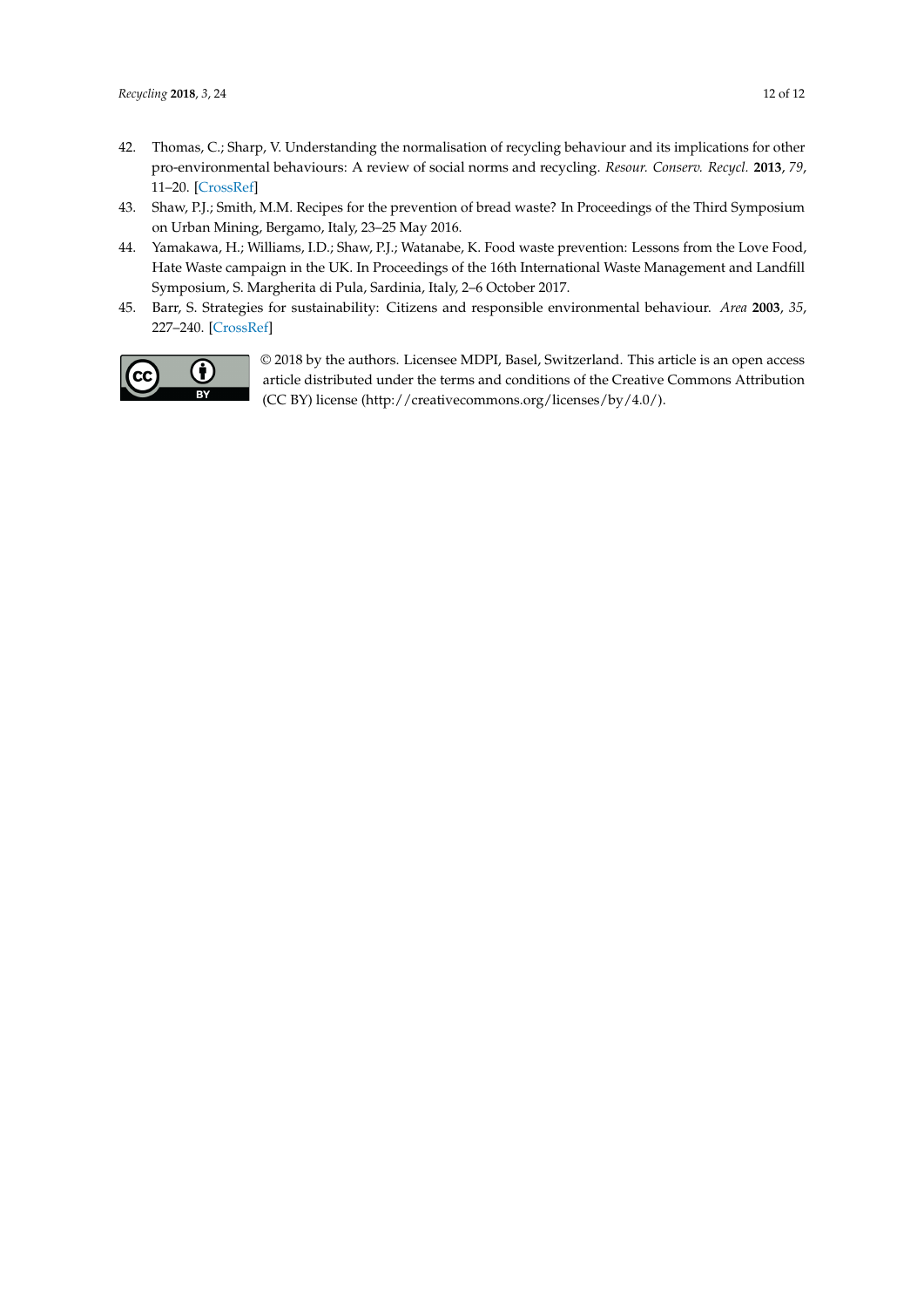42. Thomas, C.; Sharp, V. Understanding the normalisation of recycling behaviour and its implications for other pro-environmental behaviours: A review of social norms and recycling. *Resour. Conserv. Recycl.* **2013**, *79*, 11–20. [CrossRef]
43. Shaw, P.J.; Smith, M.M. Recipes for the prevention of bread waste? In Proceedings of the Third Symposium on Urban Mining, Bergamo, Italy, 23–25 May 2016.
44. Yamakawa, H.; Williams, I.D.; Shaw, P.J.; Watanabe, K. Food waste prevention: Lessons from the Love Food, Hate Waste campaign in the UK. In Proceedings of the 16th International Waste Management and Landfill Symposium, S. Margherita di Pula, Sardinia, Italy, 2–6 October 2017.
45. Barr, S. Strategies for sustainability: Citizens and responsible environmental behaviour. *Area* **2003**, *35*, 227–240. [CrossRef]

© 2018 by the authors. Licensee MDPI, Basel, Switzerland. This article is an open access article distributed under the terms and conditions of the Creative Commons Attribution (CC BY) license (http://creativecommons.org/licenses/by/4.0/).